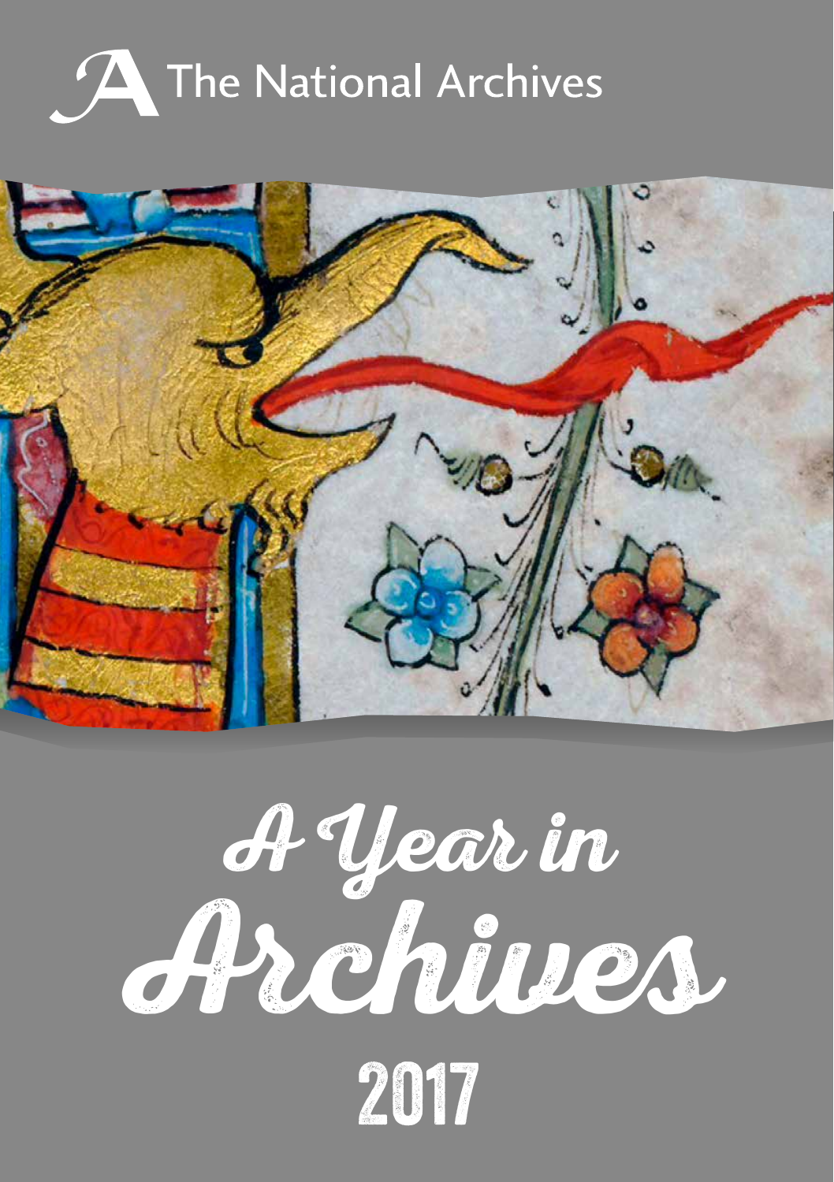The National Archives

# A Year in Archives

# 2017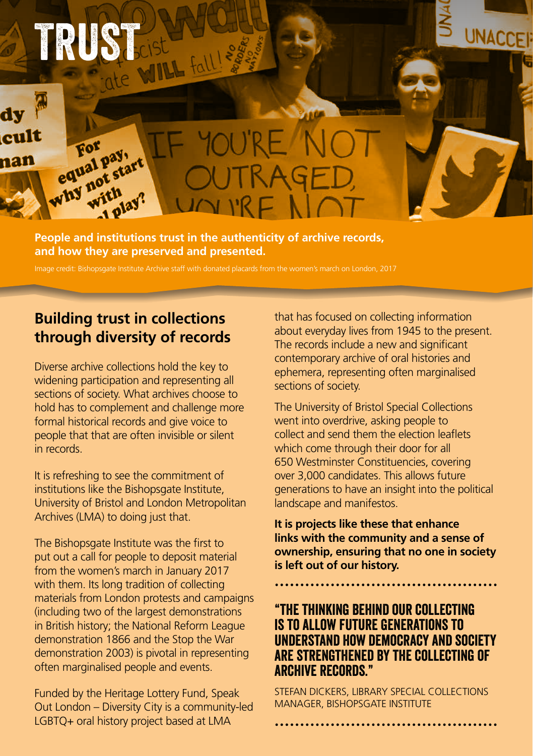# TRUST

**People and institutions trust in the authenticity of archive records, and how they are preserved and presented.**

Image credit: Bishopsgate Institute Archive staff with donated placards from the women's march on London, 2017

## Building trust in collections through diversity of records

Diverse archive collections hold the key to widening participation and representing all sections of society. What archives choose to hold has to complement and challenge more formal historical records and give voice to people that that are often invisible or silent in records.

It is refreshing to see the commitment of institutions like the Bishopsgate Institute, University of Bristol and London Metropolitan Archives (LMA) to doing just that.

The Bishopsgate Institute was the first to put out a call for people to deposit material from the women's march in January 2017 with them. Its long tradition of collecting materials from London protests and campaigns (including two of the largest demonstrations in British history; the National Reform League demonstration 1866 and the Stop the War demonstration 2003) is pivotal in representing often marginalised people and events.

Funded by the Heritage Lottery Fund, Speak Out London – Diversity City is a community-led LGBTQ+ oral history project based at LMA that has focused on collecting information about everyday lives from 1945 to the present. The records include a new and significant contemporary archive of oral histories and ephemera, representing often marginalised sections of society.

The University of Bristol Special Collections went into overdrive, asking people to collect and send them the election leaflets which come through their door for all 650 Westminster Constituencies, covering over 3,000 candidates. This allows future generations to have an insight into the political landscape and manifestos.

**It is projects like these that enhance links with the community and a sense of ownership, ensuring that no one in society is left out of our history.**

### "The thinking behind our collecting is to allow future generations to understand how democracy and society are strengthened by the collecting of archive records."

STEFAN DICKERS, LIBRARY SPECIAL COLLECTIONS MANAGER, BISHOPSGATE INSTITUTE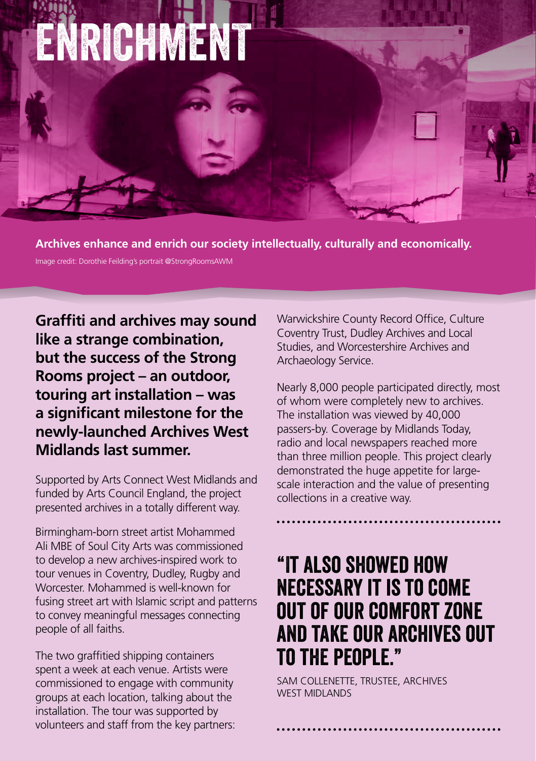# ENRICHMENT

**Archives enhance and enrich our society intellectually, culturally and economically.**

Image credit: Dorothie Feilding's portrait @StrongRoomsAWM

**Graffiti and archives may sound like a strange combination, but the success of the Strong Rooms project – an outdoor, touring art installation – was a significant milestone for the newly-launched Archives West Midlands last summer.**

Supported by Arts Connect West Midlands and funded by Arts Council England, the project presented archives in a totally different way.

Birmingham-born street artist Mohammed Ali MBE of Soul City Arts was commissioned to develop a new archives-inspired work to tour venues in Coventry, Dudley, Rugby and Worcester. Mohammed is well-known for fusing street art with Islamic script and patterns to convey meaningful messages connecting people of all faiths.

The two graffitied shipping containers spent a week at each venue. Artists were commissioned to engage with community groups at each location, talking about the installation. The tour was supported by volunteers and staff from the key partners: Warwickshire County Record Office, Culture Coventry Trust, Dudley Archives and Local Studies, and Worcestershire Archives and Archaeology Service.

Nearly 8,000 people participated directly, most of whom were completely new to archives. The installation was viewed by 40,000 passers-by. Coverage by Midlands Today, radio and local newspapers reached more than three million people. This project clearly demonstrated the huge appetite for large-scale interaction and the value of presenting collections in a creative way.

## "IT ALSO SHOWED HOW NECESSARY IT IS TO COME OUT OF OUR COMFORT ZONE AND TAKE OUR ARCHIVES OUT TO THE PEOPLE."

SAM COLLENETTE, TRUSTEE, ARCHIVES WEST MIDLANDS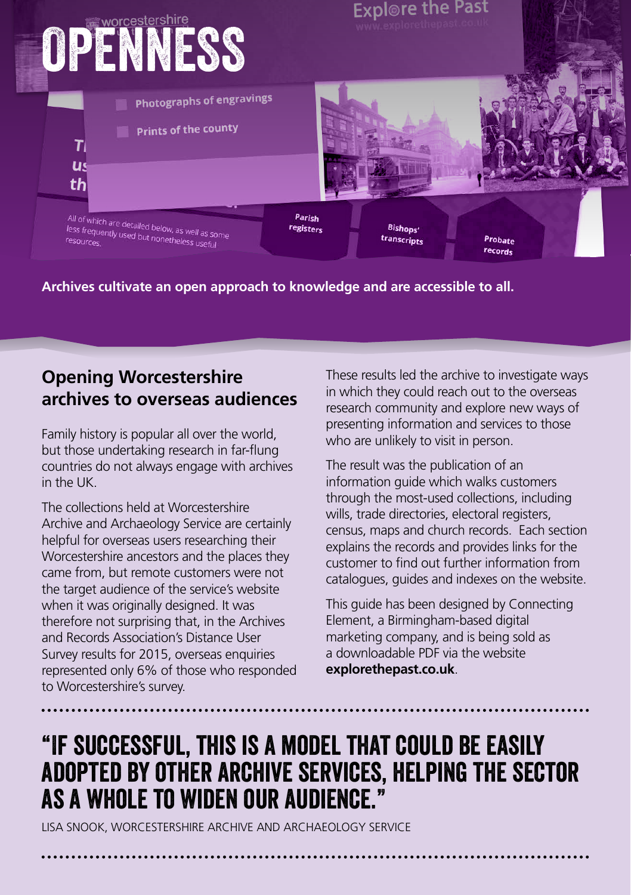# OPENNESS

Archives cultivate an open approach to knowledge and are accessible to all.

## Opening Worcestershire archives to overseas audiences

Family history is popular all over the world, but those undertaking research in far-flung countries do not always engage with archives in the UK.

The collections held at Worcestershire Archive and Archaeology Service are certainly helpful for overseas users researching their Worcestershire ancestors and the places they came from, but remote customers were not the target audience of the service's website when it was originally designed. It was therefore not surprising that, in the Archives and Records Association's Distance User Survey results for 2015, overseas enquiries represented only 6% of those who responded to Worcestershire's survey.

These results led the archive to investigate ways in which they could reach out to the overseas research community and explore new ways of presenting information and services to those who are unlikely to visit in person.

The result was the publication of an information guide which walks customers through the most-used collections, including wills, trade directories, electoral registers, census, maps and church records. Each section explains the records and provides links for the customer to find out further information from catalogues, guides and indexes on the website.

This guide has been designed by Connecting Element, a Birmingham-based digital marketing company, and is being sold as a downloadable PDF via the website **explorethepast.co.uk**.

## "IF SUCCESSFUL, THIS IS A MODEL THAT COULD BE EASILY ADOPTED BY OTHER ARCHIVE SERVICES, HELPING THE SECTOR AS A WHOLE TO WIDEN OUR AUDIENCE."

LISA SNOOK, WORCESTERSHIRE ARCHIVE AND ARCHAEOLOGY SERVICE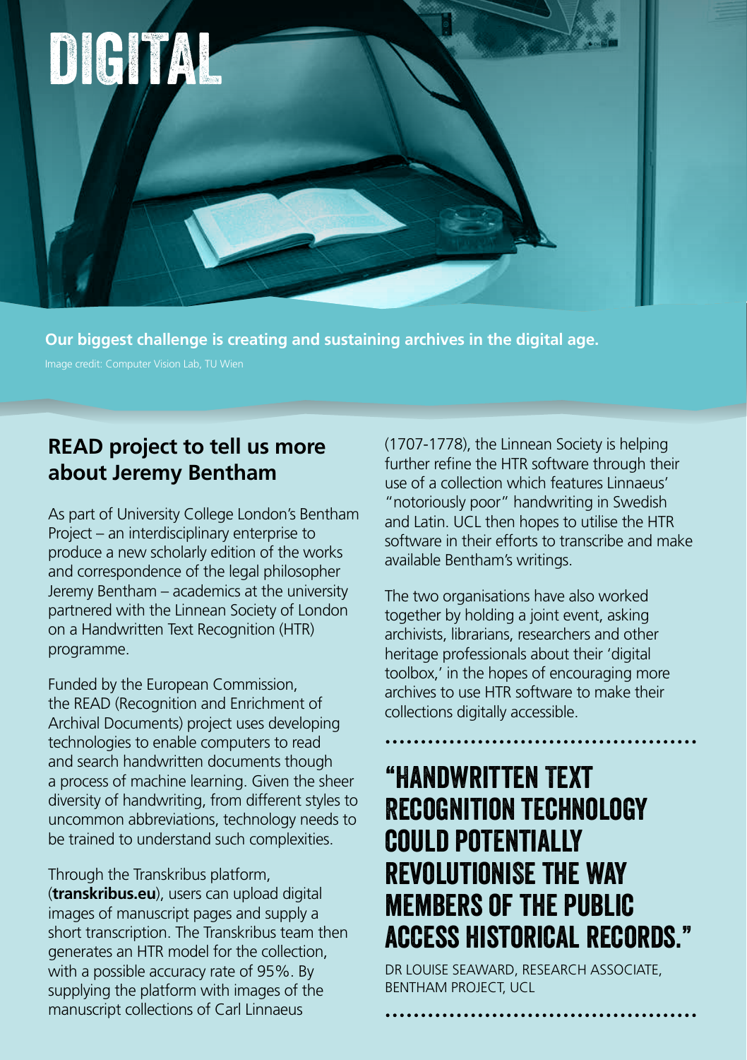# DIGITAL

**Our biggest challenge is creating and sustaining archives in the digital age.**

Image credit: Computer Vision Lab, TU Wien

## READ project to tell us more about Jeremy Bentham

As part of University College London's Bentham Project – an interdisciplinary enterprise to produce a new scholarly edition of the works and correspondence of the legal philosopher Jeremy Bentham – academics at the university partnered with the Linnean Society of London on a Handwritten Text Recognition (HTR) programme.

Funded by the European Commission, the READ (Recognition and Enrichment of Archival Documents) project uses developing technologies to enable computers to read and search handwritten documents though a process of machine learning. Given the sheer diversity of handwriting, from different styles to uncommon abbreviations, technology needs to be trained to understand such complexities.

Through the Transkribus platform, (**transkribus.eu**), users can upload digital images of manuscript pages and supply a short transcription. The Transkribus team then generates an HTR model for the collection, with a possible accuracy rate of 95%. By supplying the platform with images of the manuscript collections of Carl Linnaeus (1707-1778), the Linnean Society is helping further refine the HTR software through their use of a collection which features Linnaeus' "notoriously poor" handwriting in Swedish and Latin. UCL then hopes to utilise the HTR software in their efforts to transcribe and make available Bentham's writings.

The two organisations have also worked together by holding a joint event, asking archivists, librarians, researchers and other heritage professionals about their 'digital toolbox,' in the hopes of encouraging more archives to use HTR software to make their collections digitally accessible.

## "HANDWRITTEN TEXT RECOGNITION TECHNOLOGY COULD POTENTIALLY REVOLUTIONISE THE WAY MEMBERS OF THE PUBLIC ACCESS HISTORICAL RECORDS."

DR LOUISE SEAWARD, RESEARCH ASSOCIATE, BENTHAM PROJECT, UCL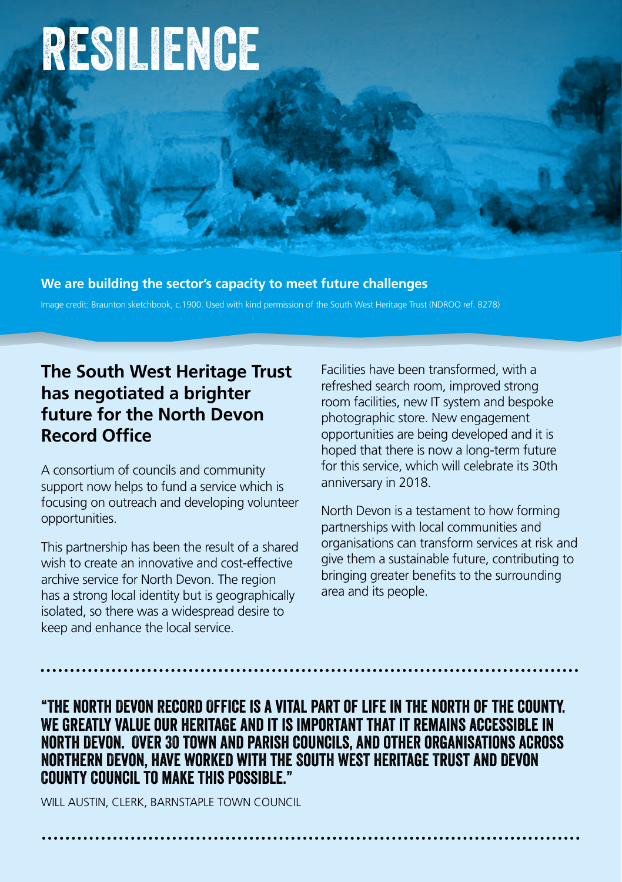# RESILIENCE

**We are building the sector's capacity to meet future challenges**

Image credit: Braunton sketchbook, c.1900. Used with kind permission of the South West Heritage Trust (NDROO ref. B278)

## The South West Heritage Trust has negotiated a brighter future for the North Devon Record Office

A consortium of councils and community support now helps to fund a service which is focusing on outreach and developing volunteer opportunities.

This partnership has been the result of a shared wish to create an innovative and cost-effective archive service for North Devon. The region has a strong local identity but is geographically isolated, so there was a widespread desire to keep and enhance the local service.

Facilities have been transformed, with a refreshed search room, improved strong room facilities, new IT system and bespoke photographic store. New engagement opportunities are being developed and it is hoped that there is now a long-term future for this service, which will celebrate its 30th anniversary in 2018.

North Devon is a testament to how forming partnerships with local communities and organisations can transform services at risk and give them a sustainable future, contributing to bringing greater benefits to the surrounding area and its people.

**"THE NORTH DEVON RECORD OFFICE IS A VITAL PART OF LIFE IN THE NORTH OF THE COUNTY. WE GREATLY VALUE OUR HERITAGE AND IT IS IMPORTANT THAT IT REMAINS ACCESSIBLE IN NORTH DEVON. OVER 30 TOWN AND PARISH COUNCILS, AND OTHER ORGANISATIONS ACROSS NORTHERN DEVON, HAVE WORKED WITH THE SOUTH WEST HERITAGE TRUST AND DEVON COUNTY COUNCIL TO MAKE THIS POSSIBLE."**

WILL AUSTIN, CLERK, BARNSTAPLE TOWN COUNCIL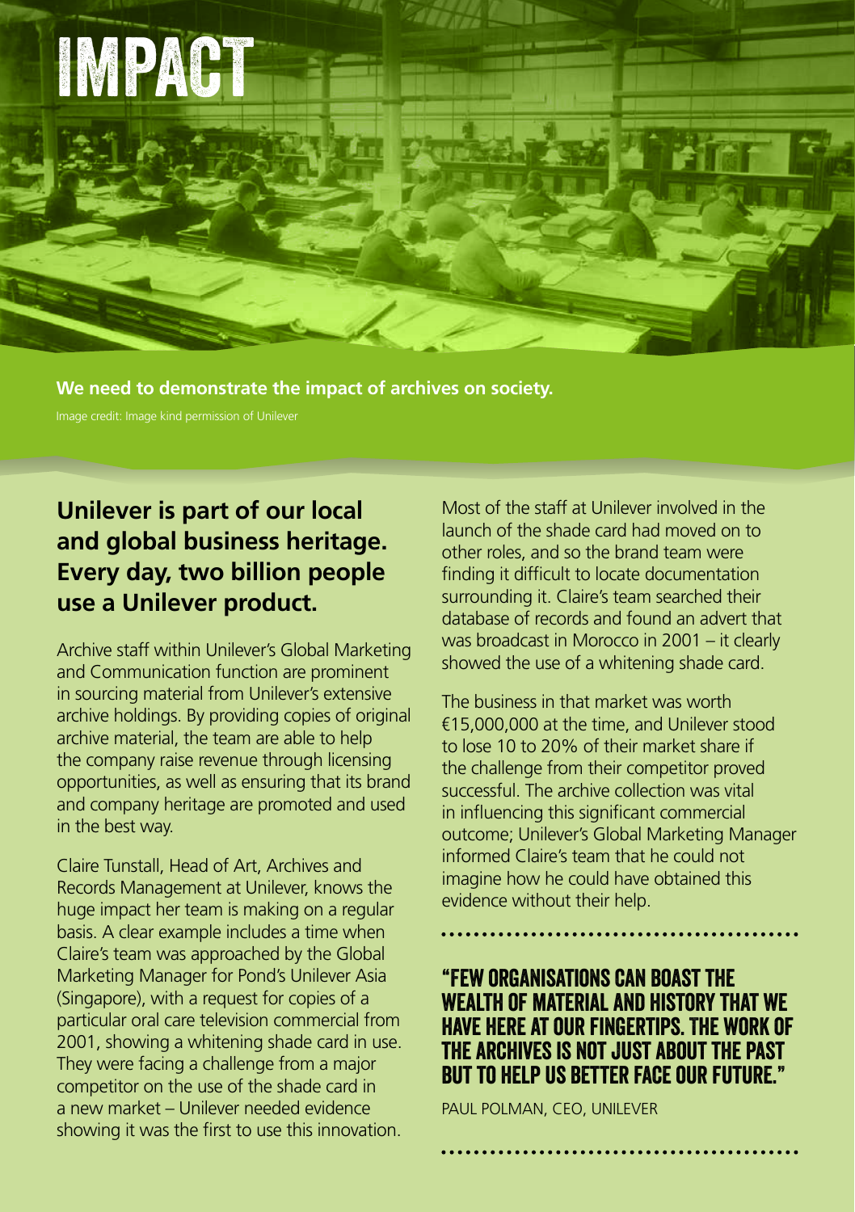# IMPACT

**We need to demonstrate the impact of archives on society.**

Image credit: Image kind permission of Unilever

## Unilever is part of our local and global business heritage. Every day, two billion people use a Unilever product.

Archive staff within Unilever's Global Marketing and Communication function are prominent in sourcing material from Unilever's extensive archive holdings. By providing copies of original archive material, the team are able to help the company raise revenue through licensing opportunities, as well as ensuring that its brand and company heritage are promoted and used in the best way.

Claire Tunstall, Head of Art, Archives and Records Management at Unilever, knows the huge impact her team is making on a regular basis. A clear example includes a time when Claire's team was approached by the Global Marketing Manager for Pond's Unilever Asia (Singapore), with a request for copies of a particular oral care television commercial from 2001, showing a whitening shade card in use. They were facing a challenge from a major competitor on the use of the shade card in a new market – Unilever needed evidence showing it was the first to use this innovation.

Most of the staff at Unilever involved in the launch of the shade card had moved on to other roles, and so the brand team were finding it difficult to locate documentation surrounding it. Claire's team searched their database of records and found an advert that was broadcast in Morocco in 2001 – it clearly showed the use of a whitening shade card.

The business in that market was worth €15,000,000 at the time, and Unilever stood to lose 10 to 20% of their market share if the challenge from their competitor proved successful. The archive collection was vital in influencing this significant commercial outcome; Unilever's Global Marketing Manager informed Claire's team that he could not imagine how he could have obtained this evidence without their help.

> **"FEW ORGANISATIONS CAN BOAST THE WEALTH OF MATERIAL AND HISTORY THAT WE HAVE HERE AT OUR FINGERTIPS. THE WORK OF THE ARCHIVES IS NOT JUST ABOUT THE PAST BUT TO HELP US BETTER FACE OUR FUTURE."**
>
> PAUL POLMAN, CEO, UNILEVER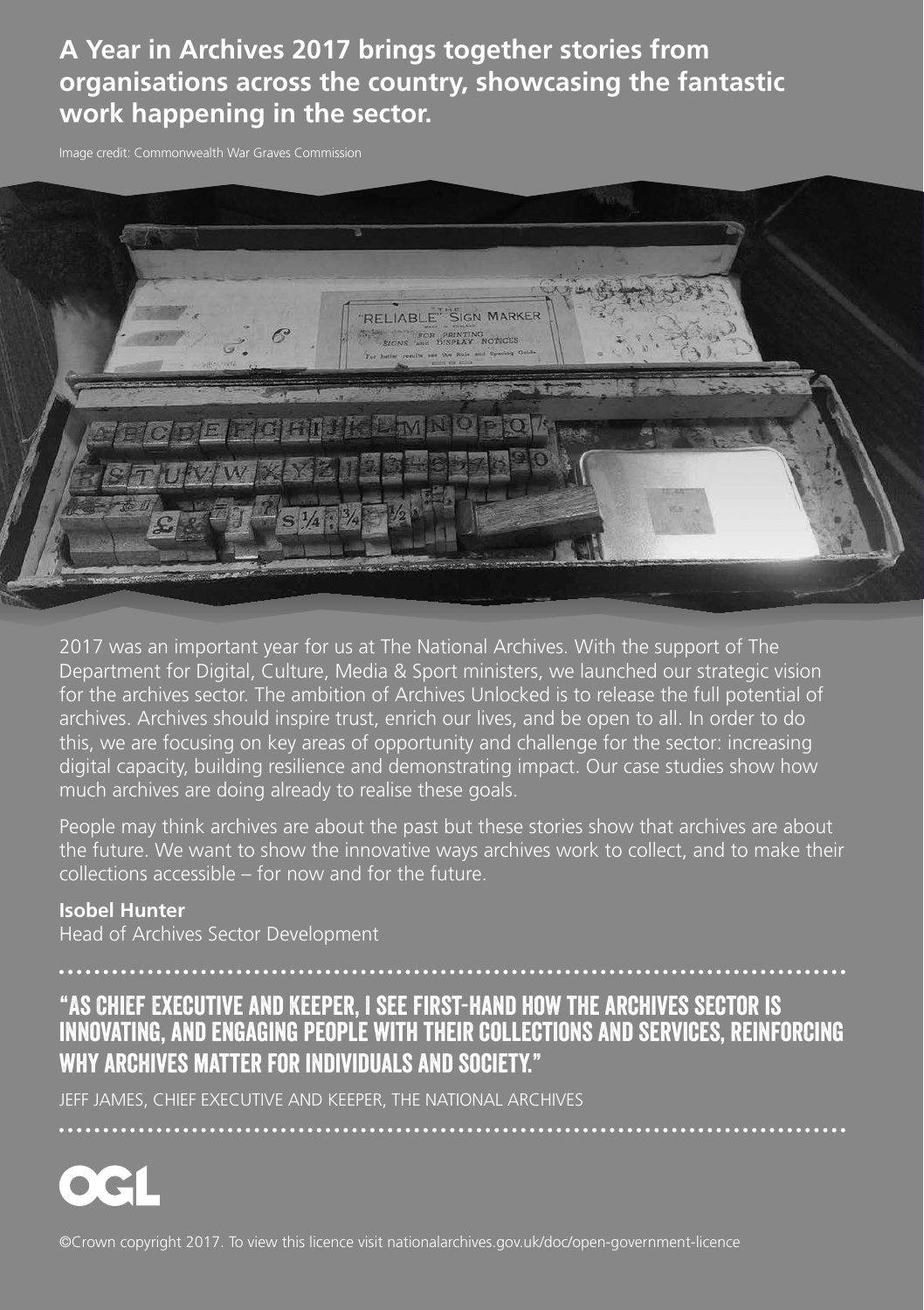**A Year in Archives 2017 brings together stories from organisations across the country, showcasing the fantastic work happening in the sector.**

Image credit: Commonwealth War Graves Commission

2017 was an important year for us at The National Archives. With the support of The Department for Digital, Culture, Media & Sport ministers, we launched our strategic vision for the archives sector. The ambition of Archives Unlocked is to release the full potential of archives. Archives should inspire trust, enrich our lives, and be open to all. In order to do this, we are focusing on key areas of opportunity and challenge for the sector: increasing digital capacity, building resilience and demonstrating impact. Our case studies show how much archives are doing already to realise these goals.

People may think archives are about the past but these stories show that archives are about the future. We want to show the innovative ways archives work to collect, and to make their collections accessible – for now and for the future.

**Isobel Hunter**
Head of Archives Sector Development

## "AS CHIEF EXECUTIVE AND KEEPER, I SEE FIRST-HAND HOW THE ARCHIVES SECTOR IS INNOVATING, AND ENGAGING PEOPLE WITH THEIR COLLECTIONS AND SERVICES, REINFORCING WHY ARCHIVES MATTER FOR INDIVIDUALS AND SOCIETY."

JEFF JAMES, CHIEF EXECUTIVE AND KEEPER, THE NATIONAL ARCHIVES

OGL

©Crown copyright 2017. To view this licence visit nationalarchives.gov.uk/doc/open-government-licence